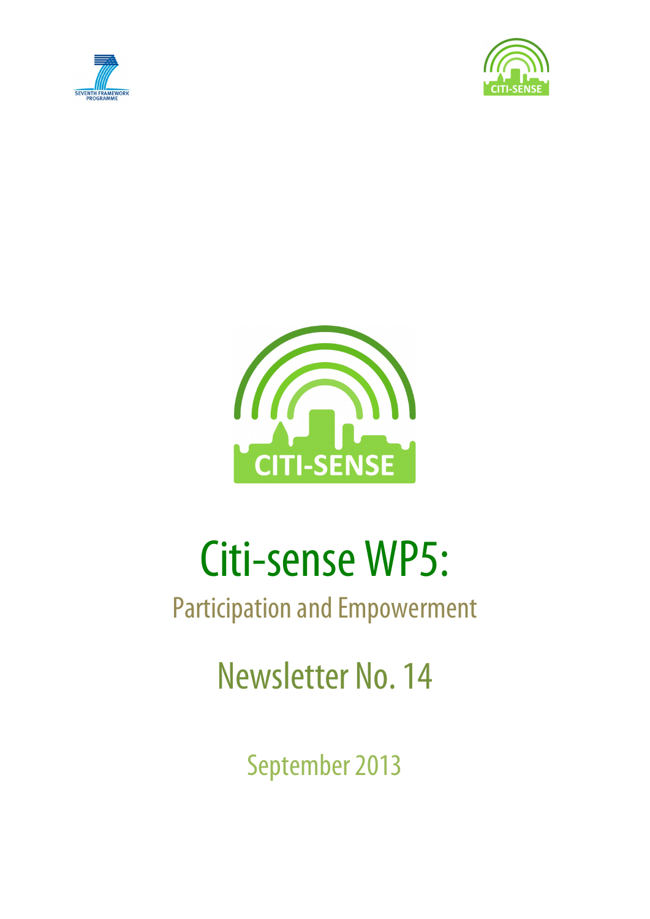# Citi-sense WP5:

## Participation and Empowerment

## Newsletter No. 14

September 2013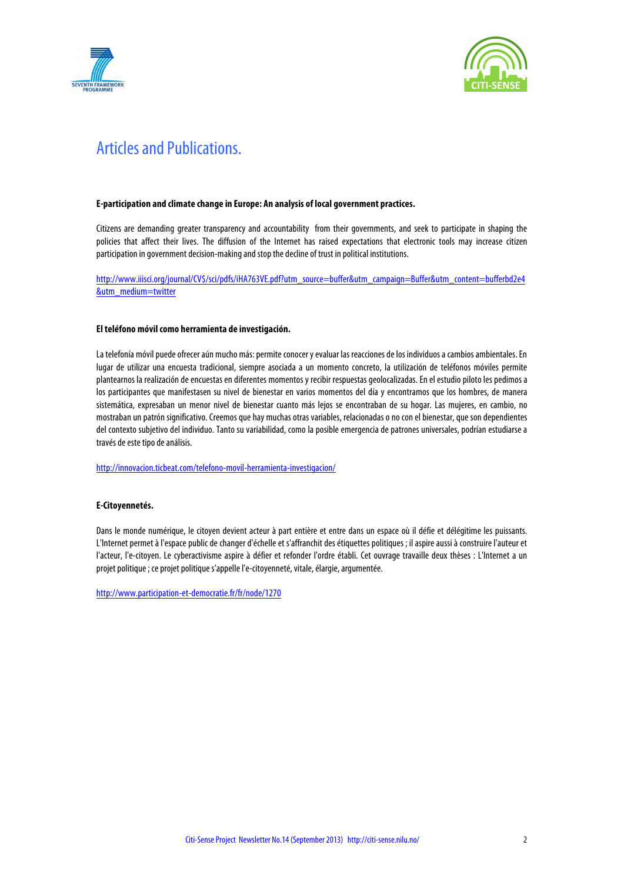# Articles and Publications.

**E-participation and climate change in Europe: An analysis of local government practices.**

Citizens are demanding greater transparency and accountability from their governments, and seek to participate in shaping the policies that affect their lives. The diffusion of the Internet has raised expectations that electronic tools may increase citizen participation in government decision-making and stop the decline of trust in political institutions.

http://www.iiisci.org/journal/CV$/sci/pdfs/iHA763VE.pdf?utm_source=buffer&utm_campaign=Buffer&utm_content=bufferbd2e4&utm_medium=twitter

**El teléfono móvil como herramienta de investigación.**

La telefonía móvil puede ofrecer aún mucho más: permite conocer y evaluar las reacciones de los individuos a cambios ambientales. En lugar de utilizar una encuesta tradicional, siempre asociada a un momento concreto, la utilización de teléfonos móviles permite plantearnos la realización de encuestas en diferentes momentos y recibir respuestas geolocalizadas. En el estudio piloto les pedimos a los participantes que manifestasen su nivel de bienestar en varios momentos del día y encontramos que los hombres, de manera sistemática, expresaban un menor nivel de bienestar cuanto más lejos se encontraban de su hogar. Las mujeres, en cambio, no mostraban un patrón significativo. Creemos que hay muchas otras variables, relacionadas o no con el bienestar, que son dependientes del contexto subjetivo del individuo. Tanto su variabilidad, como la posible emergencia de patrones universales, podrían estudiarse a través de este tipo de análisis.

http://innovacion.ticbeat.com/telefono-movil-herramienta-investigacion/

**E-Citoyennetés.**

Dans le monde numérique, le citoyen devient acteur à part entière et entre dans un espace où il défie et délégitime les puissants. L'Internet permet à l'espace public de changer d'échelle et s'affranchit des étiquettes politiques ; il aspire aussi à construire l'auteur et l'acteur, l'e-citoyen. Le cyberactivisme aspire à défier et refonder l'ordre établi. Cet ouvrage travaille deux thèses : L'Internet a un projet politique ; ce projet politique s'appelle l'e-citoyenneté, vitale, élargie, argumentée.

http://www.participation-et-democratie.fr/fr/node/1270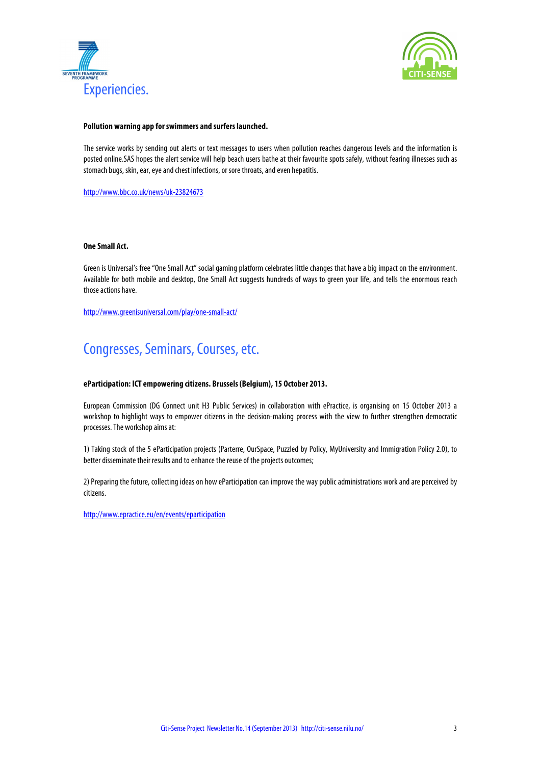# Experiencies.

**Pollution warning app for swimmers and surfers launched.**

The service works by sending out alerts or text messages to users when pollution reaches dangerous levels and the information is posted online.SAS hopes the alert service will help beach users bathe at their favourite spots safely, without fearing illnesses such as stomach bugs, skin, ear, eye and chest infections, or sore throats, and even hepatitis.

http://www.bbc.co.uk/news/uk-23824673

**One Small Act.**

Green is Universal's free "One Small Act" social gaming platform celebrates little changes that have a big impact on the environment. Available for both mobile and desktop, One Small Act suggests hundreds of ways to green your life, and tells the enormous reach those actions have.

http://www.greenisuniversal.com/play/one-small-act/

# Congresses, Seminars, Courses, etc.

**eParticipation: ICT empowering citizens. Brussels (Belgium), 15 October 2013.**

European Commission (DG Connect unit H3 Public Services) in collaboration with ePractice, is organising on 15 October 2013 a workshop to highlight ways to empower citizens in the decision-making process with the view to further strengthen democratic processes. The workshop aims at:

1) Taking stock of the 5 eParticipation projects (Parterre, OurSpace, Puzzled by Policy, MyUniversity and Immigration Policy 2.0), to better disseminate their results and to enhance the reuse of the projects outcomes;

2) Preparing the future, collecting ideas on how eParticipation can improve the way public administrations work and are perceived by citizens.

http://www.epractice.eu/en/events/eparticipation